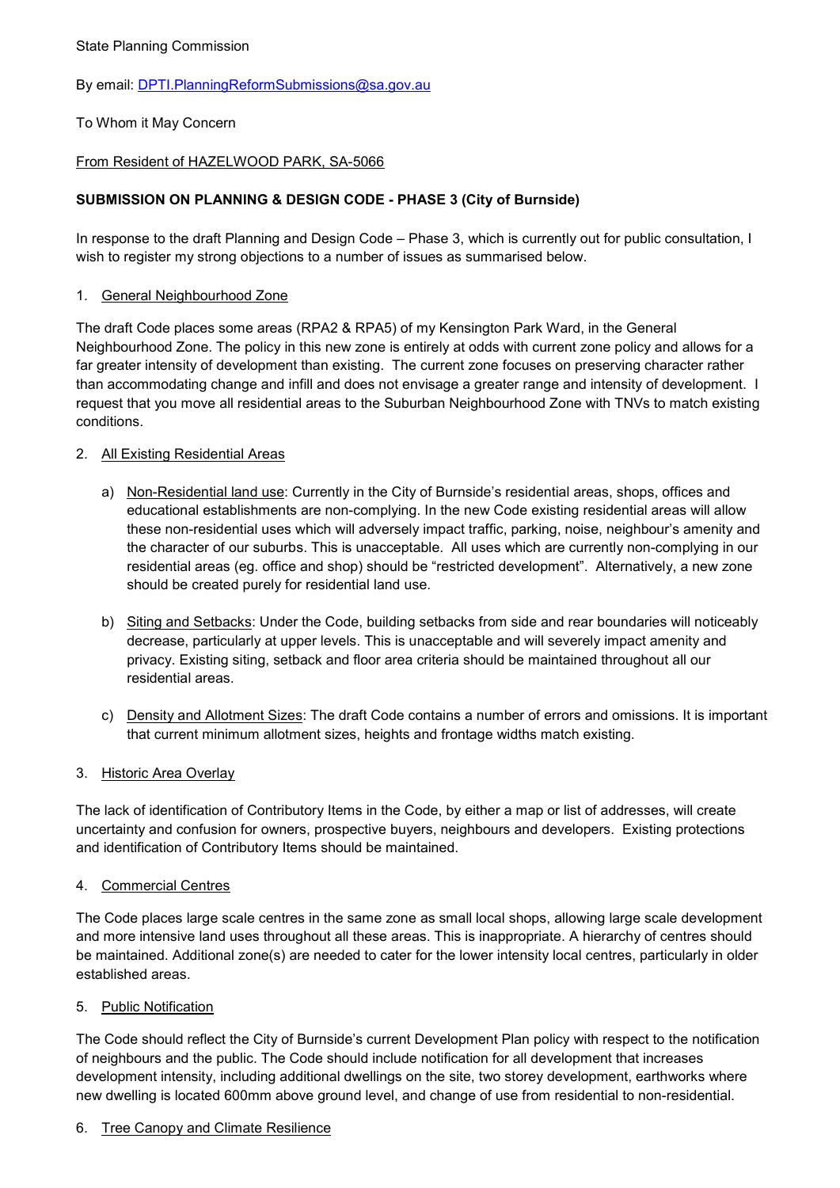State Planning Commission

By email: DPTI.PlanningReformSubmissions@sa.gov.au

To Whom it May Concern

From Resident of HAZELWOOD PARK, SA-5066

**SUBMISSION ON PLANNING & DESIGN CODE - PHASE 3 (City of Burnside)**

In response to the draft Planning and Design Code – Phase 3, which is currently out for public consultation, I wish to register my strong objections to a number of issues as summarised below.

1. General Neighbourhood Zone

The draft Code places some areas (RPA2 & RPA5) of my Kensington Park Ward, in the General Neighbourhood Zone. The policy in this new zone is entirely at odds with current zone policy and allows for a far greater intensity of development than existing. The current zone focuses on preserving character rather than accommodating change and infill and does not envisage a greater range and intensity of development. I request that you move all residential areas to the Suburban Neighbourhood Zone with TNVs to match existing conditions.

2. All Existing Residential Areas

   a) Non-Residential land use: Currently in the City of Burnside's residential areas, shops, offices and educational establishments are non-complying. In the new Code existing residential areas will allow these non-residential uses which will adversely impact traffic, parking, noise, neighbour's amenity and the character of our suburbs. This is unacceptable. All uses which are currently non-complying in our residential areas (eg. office and shop) should be "restricted development". Alternatively, a new zone should be created purely for residential land use.

   b) Siting and Setbacks: Under the Code, building setbacks from side and rear boundaries will noticeably decrease, particularly at upper levels. This is unacceptable and will severely impact amenity and privacy. Existing siting, setback and floor area criteria should be maintained throughout all our residential areas.

   c) Density and Allotment Sizes: The draft Code contains a number of errors and omissions. It is important that current minimum allotment sizes, heights and frontage widths match existing.

3. Historic Area Overlay

The lack of identification of Contributory Items in the Code, by either a map or list of addresses, will create uncertainty and confusion for owners, prospective buyers, neighbours and developers. Existing protections and identification of Contributory Items should be maintained.

4. Commercial Centres

The Code places large scale centres in the same zone as small local shops, allowing large scale development and more intensive land uses throughout all these areas. This is inappropriate. A hierarchy of centres should be maintained. Additional zone(s) are needed to cater for the lower intensity local centres, particularly in older established areas.

5. Public Notification

The Code should reflect the City of Burnside's current Development Plan policy with respect to the notification of neighbours and the public. The Code should include notification for all development that increases development intensity, including additional dwellings on the site, two storey development, earthworks where new dwelling is located 600mm above ground level, and change of use from residential to non-residential.

6. Tree Canopy and Climate Resilience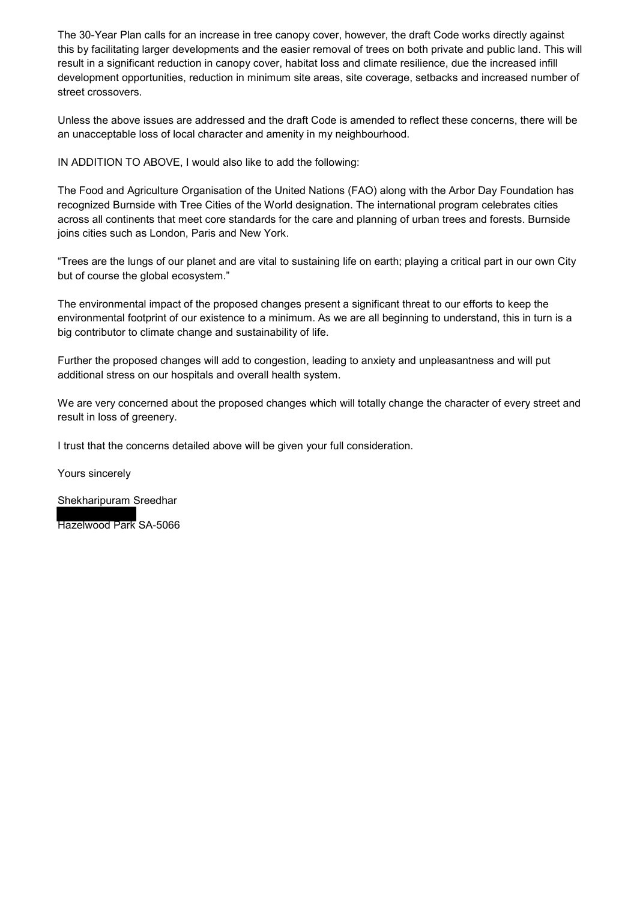The 30-Year Plan calls for an increase in tree canopy cover, however, the draft Code works directly against this by facilitating larger developments and the easier removal of trees on both private and public land. This will result in a significant reduction in canopy cover, habitat loss and climate resilience, due the increased infill development opportunities, reduction in minimum site areas, site coverage, setbacks and increased number of street crossovers.

Unless the above issues are addressed and the draft Code is amended to reflect these concerns, there will be an unacceptable loss of local character and amenity in my neighbourhood.

IN ADDITION TO ABOVE, I would also like to add the following:

The Food and Agriculture Organisation of the United Nations (FAO) along with the Arbor Day Foundation has recognized Burnside with Tree Cities of the World designation. The international program celebrates cities across all continents that meet core standards for the care and planning of urban trees and forests. Burnside joins cities such as London, Paris and New York.

"Trees are the lungs of our planet and are vital to sustaining life on earth; playing a critical part in our own City but of course the global ecosystem."

The environmental impact of the proposed changes present a significant threat to our efforts to keep the environmental footprint of our existence to a minimum. As we are all beginning to understand, this in turn is a big contributor to climate change and sustainability of life.

Further the proposed changes will add to congestion, leading to anxiety and unpleasantness and will put additional stress on our hospitals and overall health system.

We are very concerned about the proposed changes which will totally change the character of every street and result in loss of greenery.

I trust that the concerns detailed above will be given your full consideration.

Yours sincerely

Shekharipuram Sreedhar

Hazelwood Park SA-5066